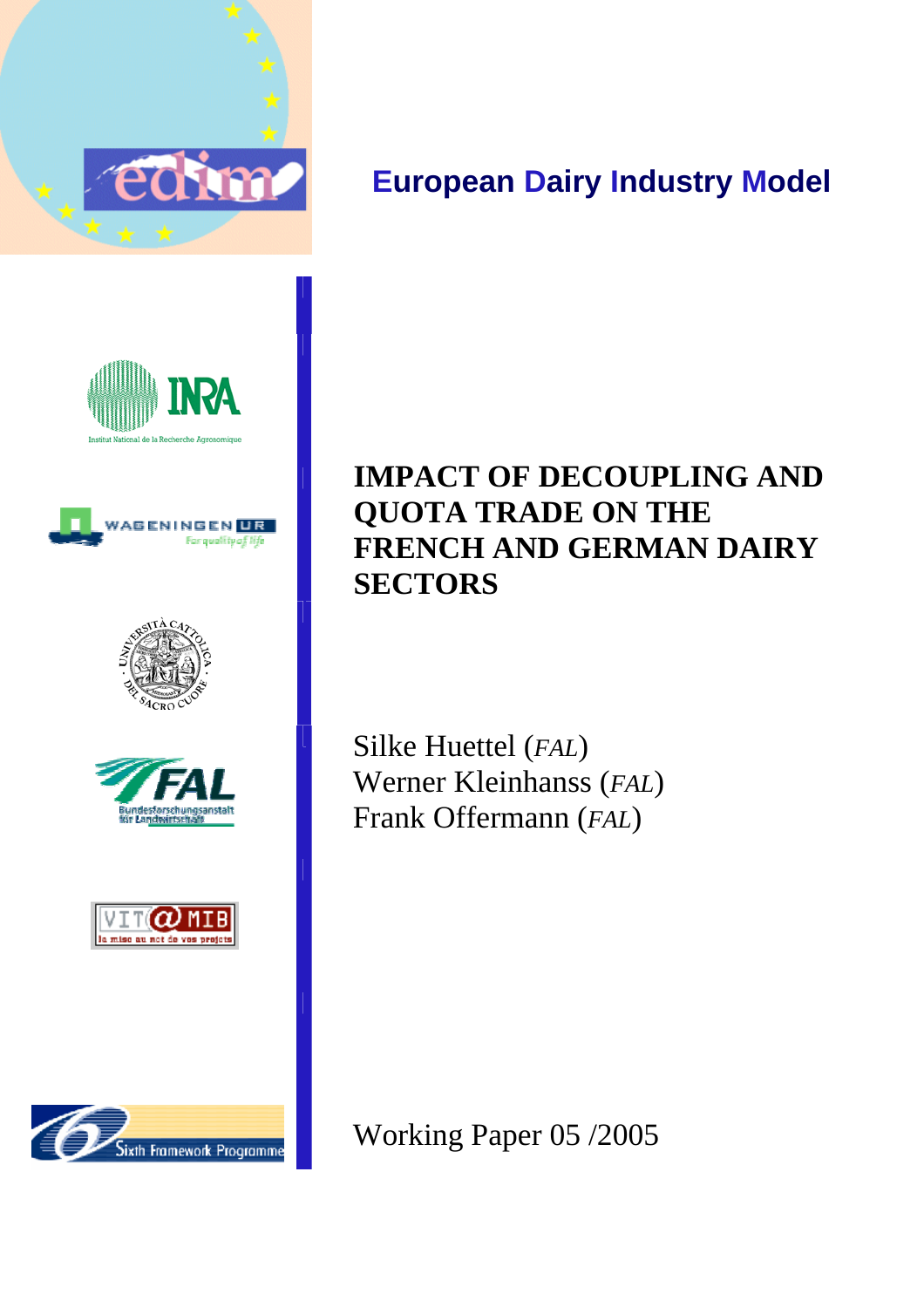**European Dairy Industry Model**

# IMPACT OF DECOUPLING AND QUOTA TRADE ON THE FRENCH AND GERMAN DAIRY SECTORS

Silke Huettel (*FAL*)
Werner Kleinhanss (*FAL*)
Frank Offermann (*FAL*)

Working Paper 05 /2005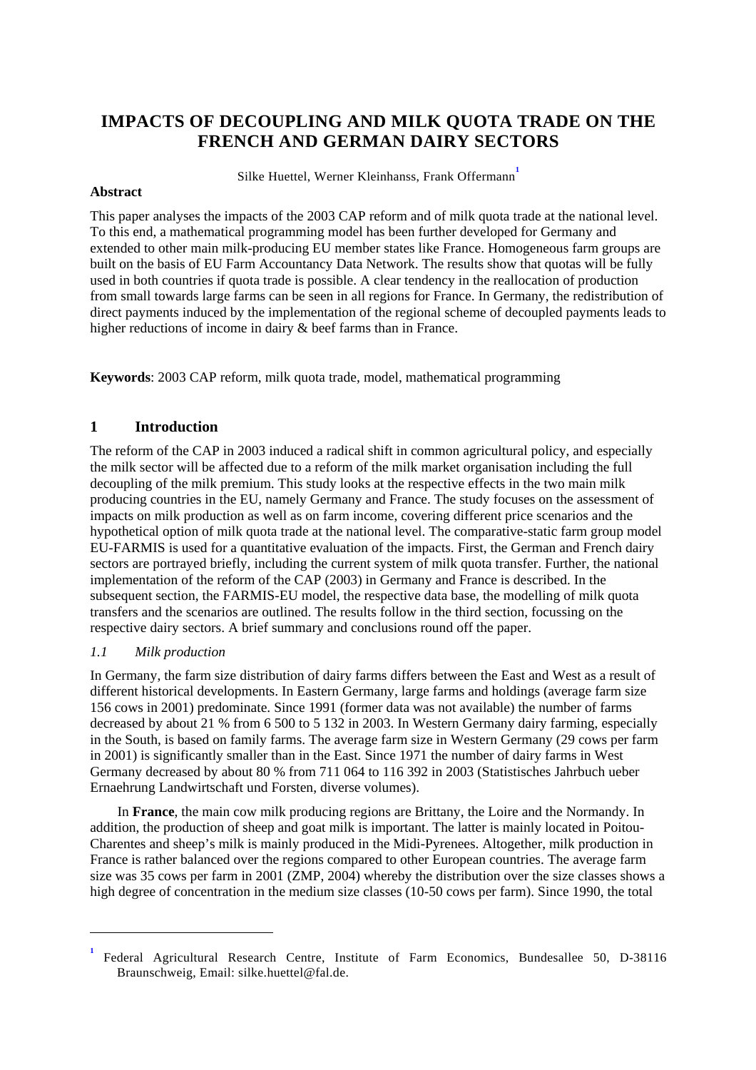# IMPACTS OF DECOUPLING AND MILK QUOTA TRADE ON THE FRENCH AND GERMAN DAIRY SECTORS

Silke Huettel, Werner Kleinhanss, Frank Offermann[1]

**Abstract**

This paper analyses the impacts of the 2003 CAP reform and of milk quota trade at the national level. To this end, a mathematical programming model has been further developed for Germany and extended to other main milk-producing EU member states like France. Homogeneous farm groups are built on the basis of EU Farm Accountancy Data Network. The results show that quotas will be fully used in both countries if quota trade is possible. A clear tendency in the reallocation of production from small towards large farms can be seen in all regions for France. In Germany, the redistribution of direct payments induced by the implementation of the regional scheme of decoupled payments leads to higher reductions of income in dairy & beef farms than in France.

**Keywords**: 2003 CAP reform, milk quota trade, model, mathematical programming

## 1 Introduction

The reform of the CAP in 2003 induced a radical shift in common agricultural policy, and especially the milk sector will be affected due to a reform of the milk market organisation including the full decoupling of the milk premium. This study looks at the respective effects in the two main milk producing countries in the EU, namely Germany and France. The study focuses on the assessment of impacts on milk production as well as on farm income, covering different price scenarios and the hypothetical option of milk quota trade at the national level. The comparative-static farm group model EU-FARMIS is used for a quantitative evaluation of the impacts. First, the German and French dairy sectors are portrayed briefly, including the current system of milk quota transfer. Further, the national implementation of the reform of the CAP (2003) in Germany and France is described. In the subsequent section, the FARMIS-EU model, the respective data base, the modelling of milk quota transfers and the scenarios are outlined. The results follow in the third section, focussing on the respective dairy sectors. A brief summary and conclusions round off the paper.

### *1.1 Milk production*

In Germany, the farm size distribution of dairy farms differs between the East and West as a result of different historical developments. In Eastern Germany, large farms and holdings (average farm size 156 cows in 2001) predominate. Since 1991 (former data was not available) the number of farms decreased by about 21 % from 6 500 to 5 132 in 2003. In Western Germany dairy farming, especially in the South, is based on family farms. The average farm size in Western Germany (29 cows per farm in 2001) is significantly smaller than in the East. Since 1971 the number of dairy farms in West Germany decreased by about 80 % from 711 064 to 116 392 in 2003 (Statistisches Jahrbuch ueber Ernaehrung Landwirtschaft und Forsten, diverse volumes).

In **France**, the main cow milk producing regions are Brittany, the Loire and the Normandy. In addition, the production of sheep and goat milk is important. The latter is mainly located in Poitou-Charentes and sheep's milk is mainly produced in the Midi-Pyrenees. Altogether, milk production in France is rather balanced over the regions compared to other European countries. The average farm size was 35 cows per farm in 2001 (ZMP, 2004) whereby the distribution over the size classes shows a high degree of concentration in the medium size classes (10-50 cows per farm). Since 1990, the total

---

[1] Federal Agricultural Research Centre, Institute of Farm Economics, Bundesallee 50, D-38116 Braunschweig, Email: silke.huettel@fal.de.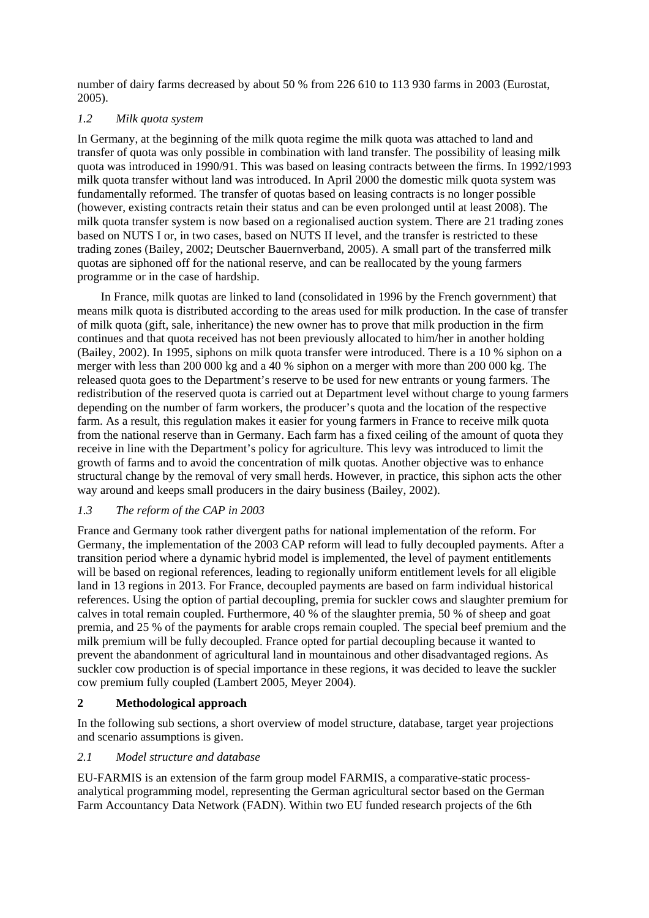number of dairy farms decreased by about 50 % from 226 610 to 113 930 farms in 2003 (Eurostat, 2005).

### *1.2 Milk quota system*

In Germany, at the beginning of the milk quota regime the milk quota was attached to land and transfer of quota was only possible in combination with land transfer. The possibility of leasing milk quota was introduced in 1990/91. This was based on leasing contracts between the firms. In 1992/1993 milk quota transfer without land was introduced. In April 2000 the domestic milk quota system was fundamentally reformed. The transfer of quotas based on leasing contracts is no longer possible (however, existing contracts retain their status and can be even prolonged until at least 2008). The milk quota transfer system is now based on a regionalised auction system. There are 21 trading zones based on NUTS I or, in two cases, based on NUTS II level, and the transfer is restricted to these trading zones (Bailey, 2002; Deutscher Bauernverband, 2005). A small part of the transferred milk quotas are siphoned off for the national reserve, and can be reallocated by the young farmers programme or in the case of hardship.

In France, milk quotas are linked to land (consolidated in 1996 by the French government) that means milk quota is distributed according to the areas used for milk production. In the case of transfer of milk quota (gift, sale, inheritance) the new owner has to prove that milk production in the firm continues and that quota received has not been previously allocated to him/her in another holding (Bailey, 2002). In 1995, siphons on milk quota transfer were introduced. There is a 10 % siphon on a merger with less than 200 000 kg and a 40 % siphon on a merger with more than 200 000 kg. The released quota goes to the Department's reserve to be used for new entrants or young farmers. The redistribution of the reserved quota is carried out at Department level without charge to young farmers depending on the number of farm workers, the producer's quota and the location of the respective farm. As a result, this regulation makes it easier for young farmers in France to receive milk quota from the national reserve than in Germany. Each farm has a fixed ceiling of the amount of quota they receive in line with the Department's policy for agriculture. This levy was introduced to limit the growth of farms and to avoid the concentration of milk quotas. Another objective was to enhance structural change by the removal of very small herds. However, in practice, this siphon acts the other way around and keeps small producers in the dairy business (Bailey, 2002).

### *1.3 The reform of the CAP in 2003*

France and Germany took rather divergent paths for national implementation of the reform. For Germany, the implementation of the 2003 CAP reform will lead to fully decoupled payments. After a transition period where a dynamic hybrid model is implemented, the level of payment entitlements will be based on regional references, leading to regionally uniform entitlement levels for all eligible land in 13 regions in 2013. For France, decoupled payments are based on farm individual historical references. Using the option of partial decoupling, premia for suckler cows and slaughter premium for calves in total remain coupled. Furthermore, 40 % of the slaughter premia, 50 % of sheep and goat premia, and 25 % of the payments for arable crops remain coupled. The special beef premium and the milk premium will be fully decoupled. France opted for partial decoupling because it wanted to prevent the abandonment of agricultural land in mountainous and other disadvantaged regions. As suckler cow production is of special importance in these regions, it was decided to leave the suckler cow premium fully coupled (Lambert 2005, Meyer 2004).

## 2 Methodological approach

In the following sub sections, a short overview of model structure, database, target year projections and scenario assumptions is given.

### *2.1 Model structure and database*

EU-FARMIS is an extension of the farm group model FARMIS, a comparative-static process-analytical programming model, representing the German agricultural sector based on the German Farm Accountancy Data Network (FADN). Within two EU funded research projects of the 6th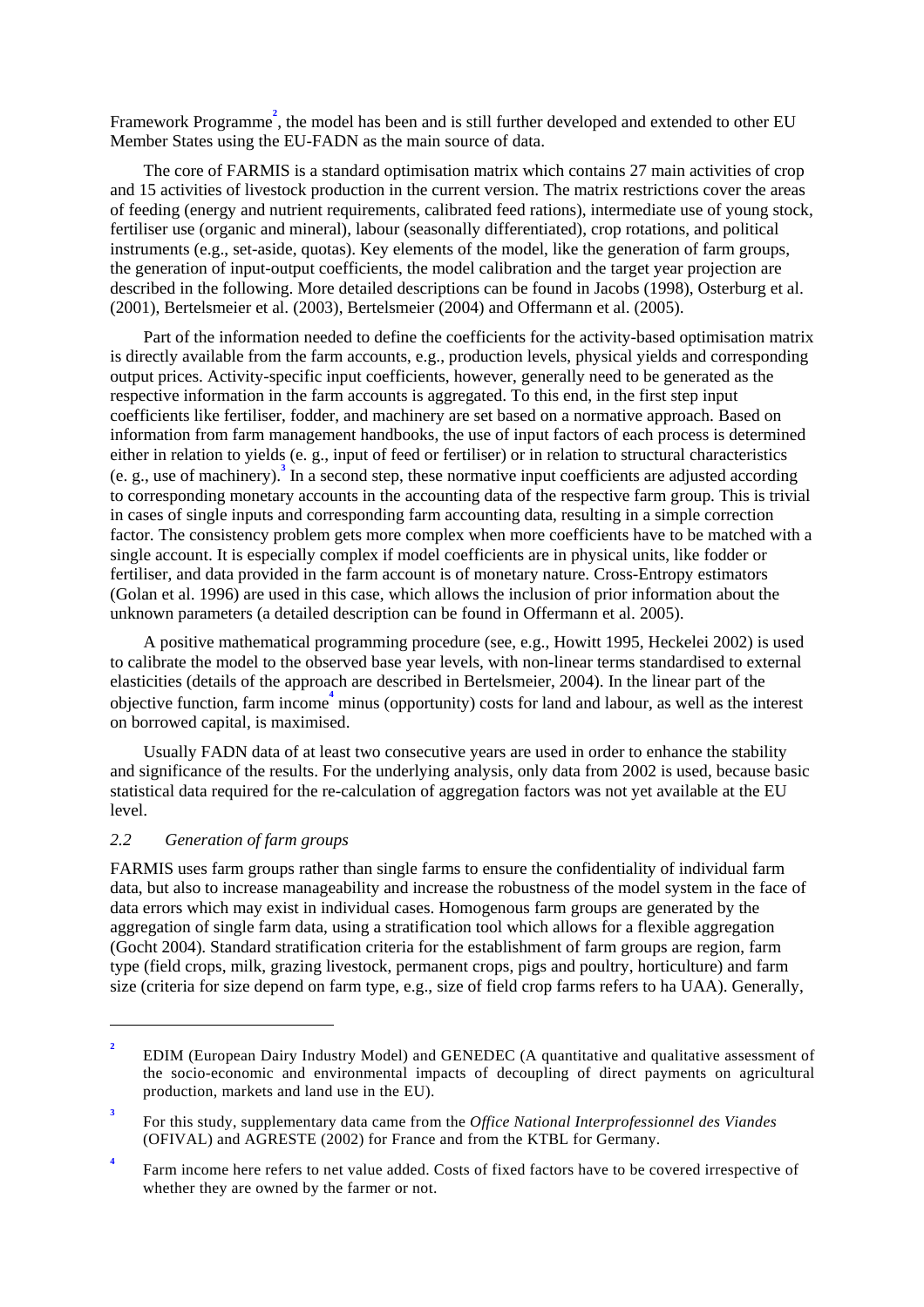Framework Programme[2], the model has been and is still further developed and extended to other EU Member States using the EU-FADN as the main source of data.

The core of FARMIS is a standard optimisation matrix which contains 27 main activities of crop and 15 activities of livestock production in the current version. The matrix restrictions cover the areas of feeding (energy and nutrient requirements, calibrated feed rations), intermediate use of young stock, fertiliser use (organic and mineral), labour (seasonally differentiated), crop rotations, and political instruments (e.g., set-aside, quotas). Key elements of the model, like the generation of farm groups, the generation of input-output coefficients, the model calibration and the target year projection are described in the following. More detailed descriptions can be found in Jacobs (1998), Osterburg et al. (2001), Bertelsmeier et al. (2003), Bertelsmeier (2004) and Offermann et al. (2005).

Part of the information needed to define the coefficients for the activity-based optimisation matrix is directly available from the farm accounts, e.g., production levels, physical yields and corresponding output prices. Activity-specific input coefficients, however, generally need to be generated as the respective information in the farm accounts is aggregated. To this end, in the first step input coefficients like fertiliser, fodder, and machinery are set based on a normative approach. Based on information from farm management handbooks, the use of input factors of each process is determined either in relation to yields (e. g., input of feed or fertiliser) or in relation to structural characteristics (e. g., use of machinery).[3] In a second step, these normative input coefficients are adjusted according to corresponding monetary accounts in the accounting data of the respective farm group. This is trivial in cases of single inputs and corresponding farm accounting data, resulting in a simple correction factor. The consistency problem gets more complex when more coefficients have to be matched with a single account. It is especially complex if model coefficients are in physical units, like fodder or fertiliser, and data provided in the farm account is of monetary nature. Cross-Entropy estimators (Golan et al. 1996) are used in this case, which allows the inclusion of prior information about the unknown parameters (a detailed description can be found in Offermann et al. 2005).

A positive mathematical programming procedure (see, e.g., Howitt 1995, Heckelei 2002) is used to calibrate the model to the observed base year levels, with non-linear terms standardised to external elasticities (details of the approach are described in Bertelsmeier, 2004). In the linear part of the objective function, farm income[4] minus (opportunity) costs for land and labour, as well as the interest on borrowed capital, is maximised.

Usually FADN data of at least two consecutive years are used in order to enhance the stability and significance of the results. For the underlying analysis, only data from 2002 is used, because basic statistical data required for the re-calculation of aggregation factors was not yet available at the EU level.

### 2.2 *Generation of farm groups*

FARMIS uses farm groups rather than single farms to ensure the confidentiality of individual farm data, but also to increase manageability and increase the robustness of the model system in the face of data errors which may exist in individual cases. Homogenous farm groups are generated by the aggregation of single farm data, using a stratification tool which allows for a flexible aggregation (Gocht 2004). Standard stratification criteria for the establishment of farm groups are region, farm type (field crops, milk, grazing livestock, permanent crops, pigs and poultry, horticulture) and farm size (criteria for size depend on farm type, e.g., size of field crop farms refers to ha UAA). Generally,

---

[2] EDIM (European Dairy Industry Model) and GENEDEC (A quantitative and qualitative assessment of the socio-economic and environmental impacts of decoupling of direct payments on agricultural production, markets and land use in the EU).

[3] For this study, supplementary data came from the *Office National Interprofessionnel des Viandes* (OFIVAL) and AGRESTE (2002) for France and from the KTBL for Germany.

[4] Farm income here refers to net value added. Costs of fixed factors have to be covered irrespective of whether they are owned by the farmer or not.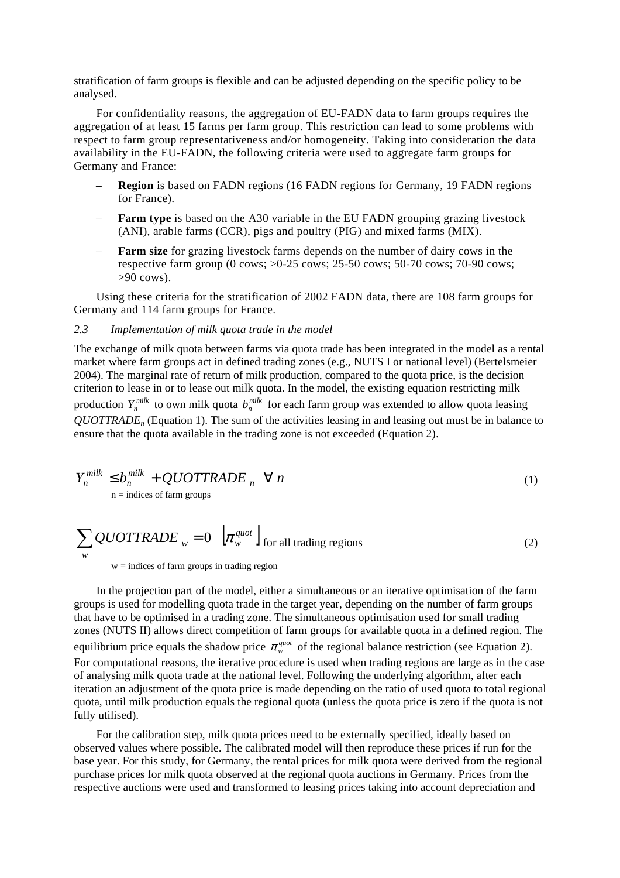stratification of farm groups is flexible and can be adjusted depending on the specific policy to be analysed.

For confidentiality reasons, the aggregation of EU-FADN data to farm groups requires the aggregation of at least 15 farms per farm group. This restriction can lead to some problems with respect to farm group representativeness and/or homogeneity. Taking into consideration the data availability in the EU-FADN, the following criteria were used to aggregate farm groups for Germany and France:

– **Region** is based on FADN regions (16 FADN regions for Germany, 19 FADN regions for France).

– **Farm type** is based on the A30 variable in the EU FADN grouping grazing livestock (ANI), arable farms (CCR), pigs and poultry (PIG) and mixed farms (MIX).

– **Farm size** for grazing livestock farms depends on the number of dairy cows in the respective farm group (0 cows; >0-25 cows; 25-50 cows; 50-70 cows; 70-90 cows; >90 cows).

Using these criteria for the stratification of 2002 FADN data, there are 108 farm groups for Germany and 114 farm groups for France.

### *2.3 Implementation of milk quota trade in the model*

The exchange of milk quota between farms via quota trade has been integrated in the model as a rental market where farm groups act in defined trading zones (e.g., NUTS I or national level) (Bertelsmeier 2004). The marginal rate of return of milk production, compared to the quota price, is the decision criterion to lease in or to lease out milk quota. In the model, the existing equation restricting milk production $Y_n^{milk}$ to own milk quota $b_n^{milk}$ for each farm group was extended to allow quota leasing $QUOTTRADE_n$ (Equation 1). The sum of the activities leasing in and leasing out must be in balance to ensure that the quota available in the trading zone is not exceeded (Equation 2).

$$Y_n^{milk} \leq b_n^{milk} + QUOTTRADE_n \quad \forall\, n \tag{1}$$

n = indices of farm groups

$$\sum_w QUOTTRADE_w = 0 \quad \left[ \pi_w^{quot} \right] \text{ for all trading regions} \tag{2}$$

w = indices of farm groups in trading region

In the projection part of the model, either a simultaneous or an iterative optimisation of the farm groups is used for modelling quota trade in the target year, depending on the number of farm groups that have to be optimised in a trading zone. The simultaneous optimisation used for small trading zones (NUTS II) allows direct competition of farm groups for available quota in a defined region. The equilibrium price equals the shadow price $\pi_w^{quot}$ of the regional balance restriction (see Equation 2). For computational reasons, the iterative procedure is used when trading regions are large as in the case of analysing milk quota trade at the national level. Following the underlying algorithm, after each iteration an adjustment of the quota price is made depending on the ratio of used quota to total regional quota, until milk production equals the regional quota (unless the quota price is zero if the quota is not fully utilised).

For the calibration step, milk quota prices need to be externally specified, ideally based on observed values where possible. The calibrated model will then reproduce these prices if run for the base year. For this study, for Germany, the rental prices for milk quota were derived from the regional purchase prices for milk quota observed at the regional quota auctions in Germany. Prices from the respective auctions were used and transformed to leasing prices taking into account depreciation and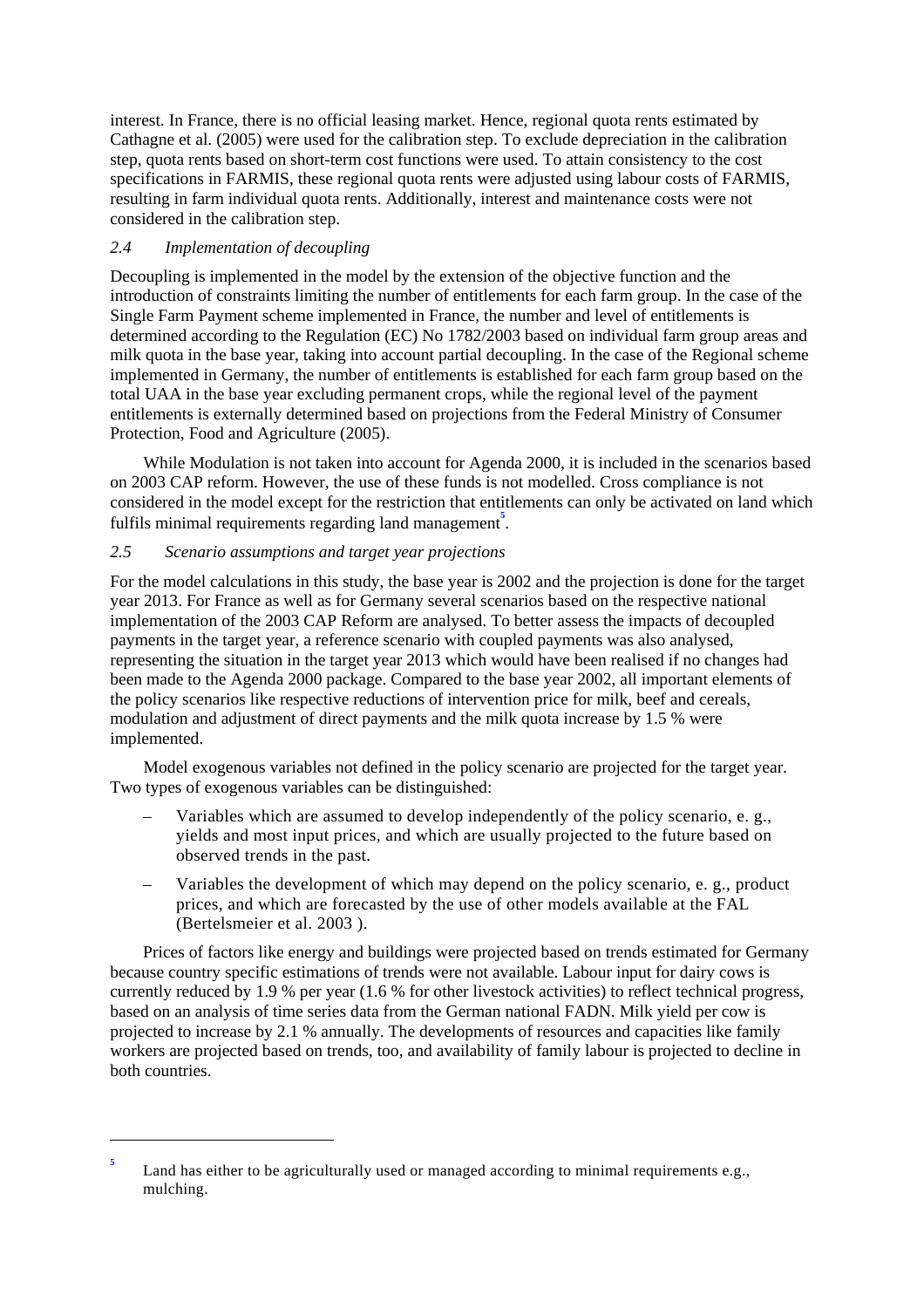interest. In France, there is no official leasing market. Hence, regional quota rents estimated by Cathagne et al. (2005) were used for the calibration step. To exclude depreciation in the calibration step, quota rents based on short-term cost functions were used. To attain consistency to the cost specifications in FARMIS, these regional quota rents were adjusted using labour costs of FARMIS, resulting in farm individual quota rents. Additionally, interest and maintenance costs were not considered in the calibration step.

### *2.4 Implementation of decoupling*

Decoupling is implemented in the model by the extension of the objective function and the introduction of constraints limiting the number of entitlements for each farm group. In the case of the Single Farm Payment scheme implemented in France, the number and level of entitlements is determined according to the Regulation (EC) No 1782/2003 based on individual farm group areas and milk quota in the base year, taking into account partial decoupling. In the case of the Regional scheme implemented in Germany, the number of entitlements is established for each farm group based on the total UAA in the base year excluding permanent crops, while the regional level of the payment entitlements is externally determined based on projections from the Federal Ministry of Consumer Protection, Food and Agriculture (2005).

While Modulation is not taken into account for Agenda 2000, it is included in the scenarios based on 2003 CAP reform. However, the use of these funds is not modelled. Cross compliance is not considered in the model except for the restriction that entitlements can only be activated on land which fulfils minimal requirements regarding land management[5].

### *2.5 Scenario assumptions and target year projections*

For the model calculations in this study, the base year is 2002 and the projection is done for the target year 2013. For France as well as for Germany several scenarios based on the respective national implementation of the 2003 CAP Reform are analysed. To better assess the impacts of decoupled payments in the target year, a reference scenario with coupled payments was also analysed, representing the situation in the target year 2013 which would have been realised if no changes had been made to the Agenda 2000 package. Compared to the base year 2002, all important elements of the policy scenarios like respective reductions of intervention price for milk, beef and cereals, modulation and adjustment of direct payments and the milk quota increase by 1.5 % were implemented.

Model exogenous variables not defined in the policy scenario are projected for the target year. Two types of exogenous variables can be distinguished:

- Variables which are assumed to develop independently of the policy scenario, e. g., yields and most input prices, and which are usually projected to the future based on observed trends in the past.
- Variables the development of which may depend on the policy scenario, e. g., product prices, and which are forecasted by the use of other models available at the FAL (Bertelsmeier et al. 2003 ).

Prices of factors like energy and buildings were projected based on trends estimated for Germany because country specific estimations of trends were not available. Labour input for dairy cows is currently reduced by 1.9 % per year (1.6 % for other livestock activities) to reflect technical progress, based on an analysis of time series data from the German national FADN. Milk yield per cow is projected to increase by 2.1 % annually. The developments of resources and capacities like family workers are projected based on trends, too, and availability of family labour is projected to decline in both countries.

---

[5] Land has either to be agriculturally used or managed according to minimal requirements e.g., mulching.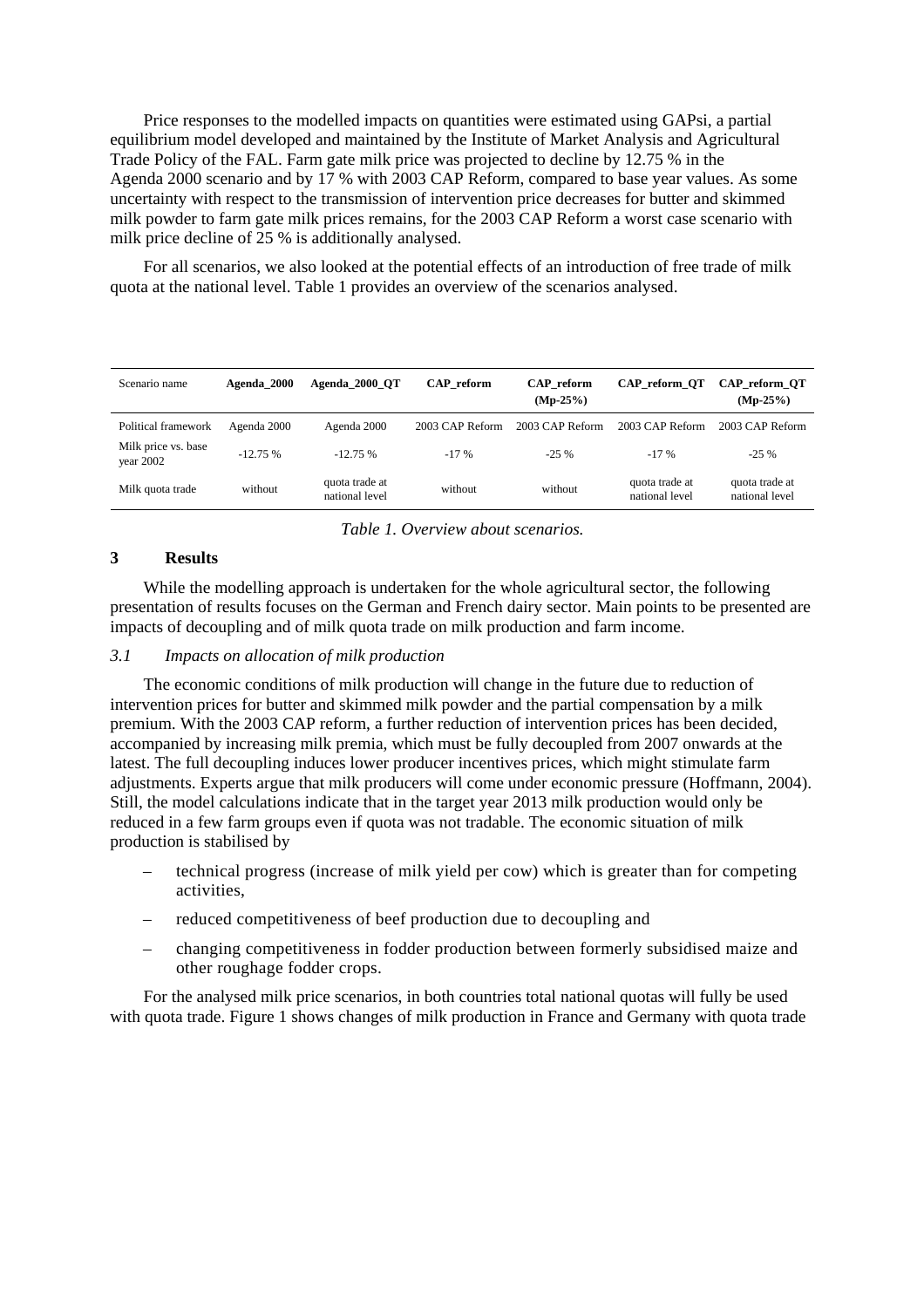Price responses to the modelled impacts on quantities were estimated using GAPsi, a partial equilibrium model developed and maintained by the Institute of Market Analysis and Agricultural Trade Policy of the FAL. Farm gate milk price was projected to decline by 12.75 % in the Agenda 2000 scenario and by 17 % with 2003 CAP Reform, compared to base year values. As some uncertainty with respect to the transmission of intervention price decreases for butter and skimmed milk powder to farm gate milk prices remains, for the 2003 CAP Reform a worst case scenario with milk price decline of 25 % is additionally analysed.

For all scenarios, we also looked at the potential effects of an introduction of free trade of milk quota at the national level. Table 1 provides an overview of the scenarios analysed.

| Scenario name | **Agenda_2000** | **Agenda_2000_QT** | **CAP_reform** | **CAP_reform (Mp-25%)** | **CAP_reform_QT** | **CAP_reform_QT (Mp-25%)** |
|---|---|---|---|---|---|---|
| Political framework | Agenda 2000 | Agenda 2000 | 2003 CAP Reform | 2003 CAP Reform | 2003 CAP Reform | 2003 CAP Reform |
| Milk price vs. base year 2002 | -12.75 % | -12.75 % | -17 % | -25 % | -17 % | -25 % |
| Milk quota trade | without | quota trade at national level | without | without | quota trade at national level | quota trade at national level |

*Table 1. Overview about scenarios.*

## 3 Results

While the modelling approach is undertaken for the whole agricultural sector, the following presentation of results focuses on the German and French dairy sector. Main points to be presented are impacts of decoupling and of milk quota trade on milk production and farm income.

### *3.1 Impacts on allocation of milk production*

The economic conditions of milk production will change in the future due to reduction of intervention prices for butter and skimmed milk powder and the partial compensation by a milk premium. With the 2003 CAP reform, a further reduction of intervention prices has been decided, accompanied by increasing milk premia, which must be fully decoupled from 2007 onwards at the latest. The full decoupling induces lower producer incentives prices, which might stimulate farm adjustments. Experts argue that milk producers will come under economic pressure (Hoffmann, 2004). Still, the model calculations indicate that in the target year 2013 milk production would only be reduced in a few farm groups even if quota was not tradable. The economic situation of milk production is stabilised by

– technical progress (increase of milk yield per cow) which is greater than for competing activities,

– reduced competitiveness of beef production due to decoupling and

– changing competitiveness in fodder production between formerly subsidised maize and other roughage fodder crops.

For the analysed milk price scenarios, in both countries total national quotas will fully be used with quota trade. Figure 1 shows changes of milk production in France and Germany with quota trade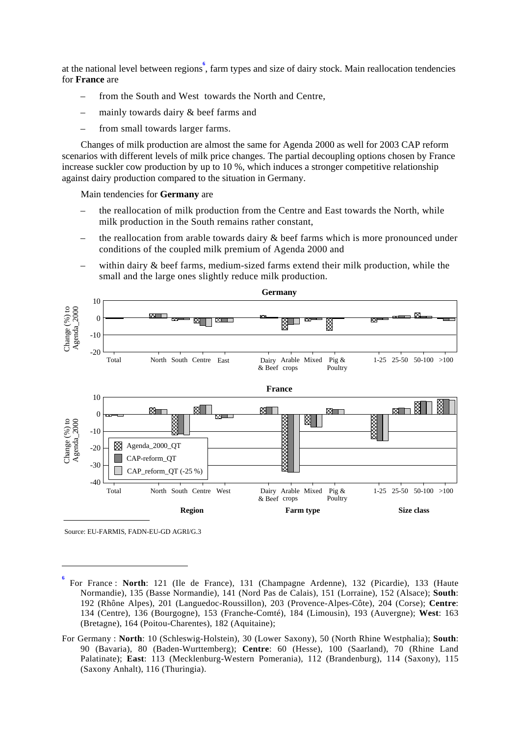at the national level between regions[6], farm types and size of dairy stock. Main reallocation tendencies for **France** are

- from the South and West towards the North and Centre,
- mainly towards dairy & beef farms and
- from small towards larger farms.

Changes of milk production are almost the same for Agenda 2000 as well for 2003 CAP reform scenarios with different levels of milk price changes. The partial decoupling options chosen by France increase suckler cow production by up to 10 %, which induces a stronger competitive relationship against dairy production compared to the situation in Germany.

Main tendencies for **Germany** are

- the reallocation of milk production from the Centre and East towards the North, while milk production in the South remains rather constant,
- the reallocation from arable towards dairy & beef farms which is more pronounced under conditions of the coupled milk premium of Agenda 2000 and
- within dairy & beef farms, medium-sized farms extend their milk production, while the small and the large ones slightly reduce milk production.

**Germany**

Change (%) to Agenda_2000

Total | North | South | Centre | East | Dairy & Beef | Arable crops | Mixed | Pig & Poultry | 1-25 | 25-50 | 50-100 | >100

**France**

Change (%) to Agenda_2000

Total | North | South | Centre | West | Dairy & Beef | Arable crops | Mixed | Pig & Poultry | 1-25 | 25-50 | 50-100 | >100

Legend: Agenda_2000_QT; CAP-reform_QT; CAP_reform_QT (-25 %)

**Region** | **Farm type** | **Size class**

Source: EU-FARMIS, FADN-EU-GD AGRI/G.3

---

[6] For France : **North**: 121 (Ile de France), 131 (Champagne Ardenne), 132 (Picardie), 133 (Haute Normandie), 135 (Basse Normandie), 141 (Nord Pas de Calais), 151 (Lorraine), 152 (Alsace); **South**: 192 (Rhône Alpes), 201 (Languedoc-Roussillon), 203 (Provence-Alpes-Côte), 204 (Corse); **Centre**: 134 (Centre), 136 (Bourgogne), 153 (Franche-Comté), 184 (Limousin), 193 (Auvergne); **West**: 163 (Bretagne), 164 (Poitou-Charentes), 182 (Aquitaine);

For Germany : **North**: 10 (Schleswig-Holstein), 30 (Lower Saxony), 50 (North Rhine Westphalia); **South**: 90 (Bavaria), 80 (Baden-Wurttemberg); **Centre**: 60 (Hesse), 100 (Saarland), 70 (Rhine Land Palatinate); **East**: 113 (Mecklenburg-Western Pomerania), 112 (Brandenburg), 114 (Saxony), 115 (Saxony Anhalt), 116 (Thuringia).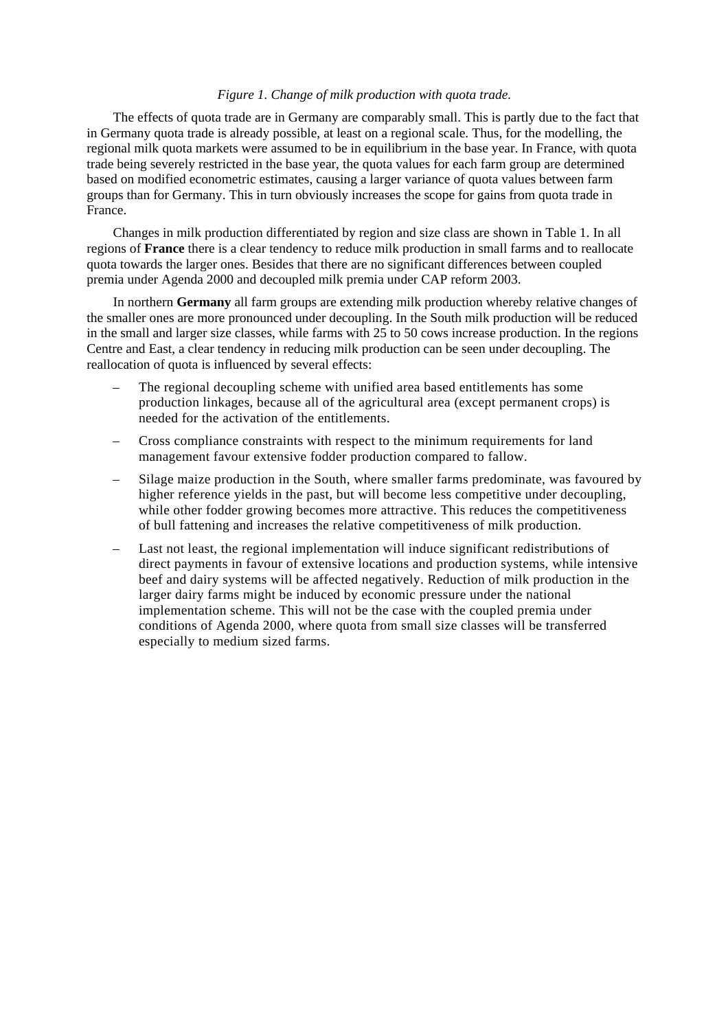*Figure 1. Change of milk production with quota trade.*

The effects of quota trade are in Germany are comparably small. This is partly due to the fact that in Germany quota trade is already possible, at least on a regional scale. Thus, for the modelling, the regional milk quota markets were assumed to be in equilibrium in the base year. In France, with quota trade being severely restricted in the base year, the quota values for each farm group are determined based on modified econometric estimates, causing a larger variance of quota values between farm groups than for Germany. This in turn obviously increases the scope for gains from quota trade in France.

Changes in milk production differentiated by region and size class are shown in Table 1. In all regions of **France** there is a clear tendency to reduce milk production in small farms and to reallocate quota towards the larger ones. Besides that there are no significant differences between coupled premia under Agenda 2000 and decoupled milk premia under CAP reform 2003.

In northern **Germany** all farm groups are extending milk production whereby relative changes of the smaller ones are more pronounced under decoupling. In the South milk production will be reduced in the small and larger size classes, while farms with 25 to 50 cows increase production. In the regions Centre and East, a clear tendency in reducing milk production can be seen under decoupling. The reallocation of quota is influenced by several effects:

- The regional decoupling scheme with unified area based entitlements has some production linkages, because all of the agricultural area (except permanent crops) is needed for the activation of the entitlements.
- Cross compliance constraints with respect to the minimum requirements for land management favour extensive fodder production compared to fallow.
- Silage maize production in the South, where smaller farms predominate, was favoured by higher reference yields in the past, but will become less competitive under decoupling, while other fodder growing becomes more attractive. This reduces the competitiveness of bull fattening and increases the relative competitiveness of milk production.
- Last not least, the regional implementation will induce significant redistributions of direct payments in favour of extensive locations and production systems, while intensive beef and dairy systems will be affected negatively. Reduction of milk production in the larger dairy farms might be induced by economic pressure under the national implementation scheme. This will not be the case with the coupled premia under conditions of Agenda 2000, where quota from small size classes will be transferred especially to medium sized farms.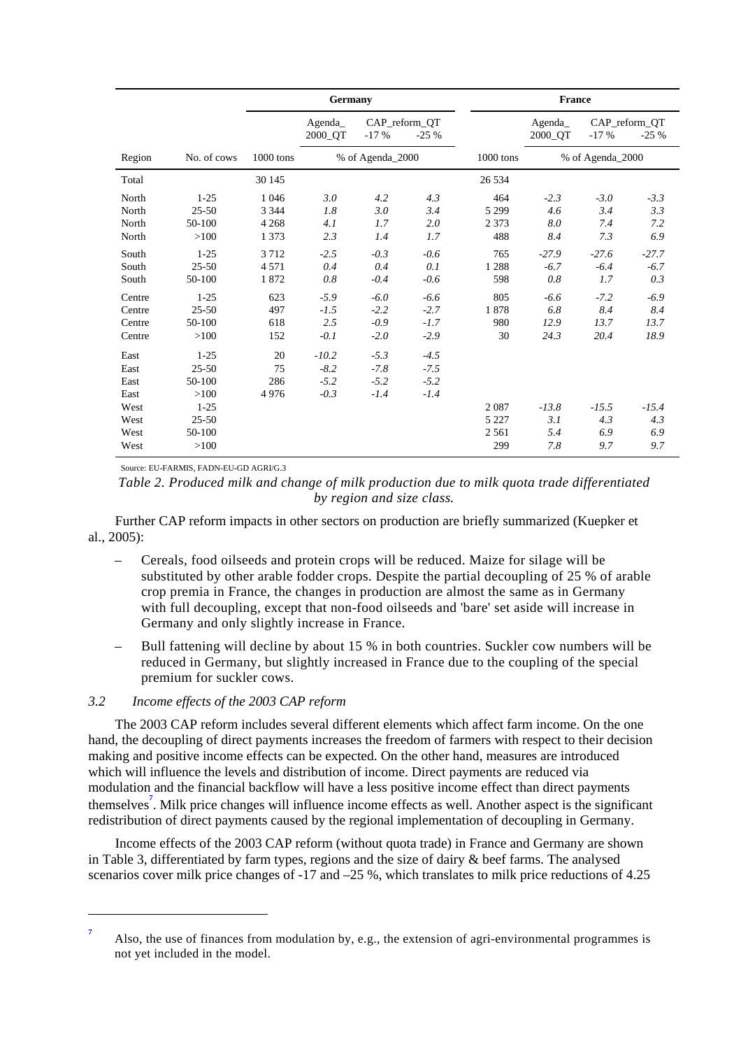| | | Germany | | | | France | | | |
|---|---|---|---|---|---|---|---|---|---|
| | | | Agenda_ 2000_QT | CAP_reform_QT -17 % | -25 % | | Agenda_ 2000_QT | CAP_reform_QT -17 % | -25 % |
| Region | No. of cows | 1000 tons | % of Agenda_2000 | | | 1000 tons | % of Agenda_2000 | | |
| Total | | 30 145 | | | | 26 534 | | | |
| North | 1-25 | 1 046 | *3.0* | *4.2* | *4.3* | 464 | *-2.3* | *-3.0* | *-3.3* |
| North | 25-50 | 3 344 | *1.8* | *3.0* | *3.4* | 5 299 | *4.6* | *3.4* | *3.3* |
| North | 50-100 | 4 268 | *4.1* | *1.7* | *2.0* | 2 373 | *8.0* | *7.4* | *7.2* |
| North | >100 | 1 373 | *2.3* | *1.4* | *1.7* | 488 | *8.4* | *7.3* | *6.9* |
| South | 1-25 | 3 712 | *-2.5* | *-0.3* | *-0.6* | 765 | *-27.9* | *-27.6* | *-27.7* |
| South | 25-50 | 4 571 | *0.4* | *0.4* | *0.1* | 1 288 | *-6.7* | *-6.4* | *-6.7* |
| South | 50-100 | 1 872 | *0.8* | *-0.4* | *-0.6* | 598 | *0.8* | *1.7* | *0.3* |
| Centre | 1-25 | 623 | *-5.9* | *-6.0* | *-6.6* | 805 | *-6.6* | *-7.2* | *-6.9* |
| Centre | 25-50 | 497 | *-1.5* | *-2.2* | *-2.7* | 1 878 | *6.8* | *8.4* | *8.4* |
| Centre | 50-100 | 618 | *2.5* | *-0.9* | *-1.7* | 980 | *12.9* | *13.7* | *13.7* |
| Centre | >100 | 152 | *-0.1* | *-2.0* | *-2.9* | 30 | *24.3* | *20.4* | *18.9* |
| East | 1-25 | 20 | *-10.2* | *-5.3* | *-4.5* | | | | |
| East | 25-50 | 75 | *-8.2* | *-7.8* | *-7.5* | | | | |
| East | 50-100 | 286 | *-5.2* | *-5.2* | *-5.2* | | | | |
| East | >100 | 4 976 | *-0.3* | *-1.4* | *-1.4* | | | | |
| West | 1-25 | | | | | 2 087 | *-13.8* | *-15.5* | *-15.4* |
| West | 25-50 | | | | | 5 227 | *3.1* | *4.3* | *4.3* |
| West | 50-100 | | | | | 2 561 | *5.4* | *6.9* | *6.9* |
| West | >100 | | | | | 299 | *7.8* | *9.7* | *9.7* |

Source: EU-FARMIS, FADN-EU-GD AGRI/G.3

*Table 2. Produced milk and change of milk production due to milk quota trade differentiated by region and size class.*

Further CAP reform impacts in other sectors on production are briefly summarized (Kuepker et al., 2005):

– Cereals, food oilseeds and protein crops will be reduced. Maize for silage will be substituted by other arable fodder crops. Despite the partial decoupling of 25 % of arable crop premia in France, the changes in production are almost the same as in Germany with full decoupling, except that non-food oilseeds and 'bare' set aside will increase in Germany and only slightly increase in France.

– Bull fattening will decline by about 15 % in both countries. Suckler cow numbers will be reduced in Germany, but slightly increased in France due to the coupling of the special premium for suckler cows.

### *3.2 Income effects of the 2003 CAP reform*

The 2003 CAP reform includes several different elements which affect farm income. On the one hand, the decoupling of direct payments increases the freedom of farmers with respect to their decision making and positive income effects can be expected. On the other hand, measures are introduced which will influence the levels and distribution of income. Direct payments are reduced via modulation and the financial backflow will have a less positive income effect than direct payments themselves[7]. Milk price changes will influence income effects as well. Another aspect is the significant redistribution of direct payments caused by the regional implementation of decoupling in Germany.

Income effects of the 2003 CAP reform (without quota trade) in France and Germany are shown in Table 3, differentiated by farm types, regions and the size of dairy & beef farms. The analysed scenarios cover milk price changes of -17 and –25 %, which translates to milk price reductions of 4.25

[7] Also, the use of finances from modulation by, e.g., the extension of agri-environmental programmes is not yet included in the model.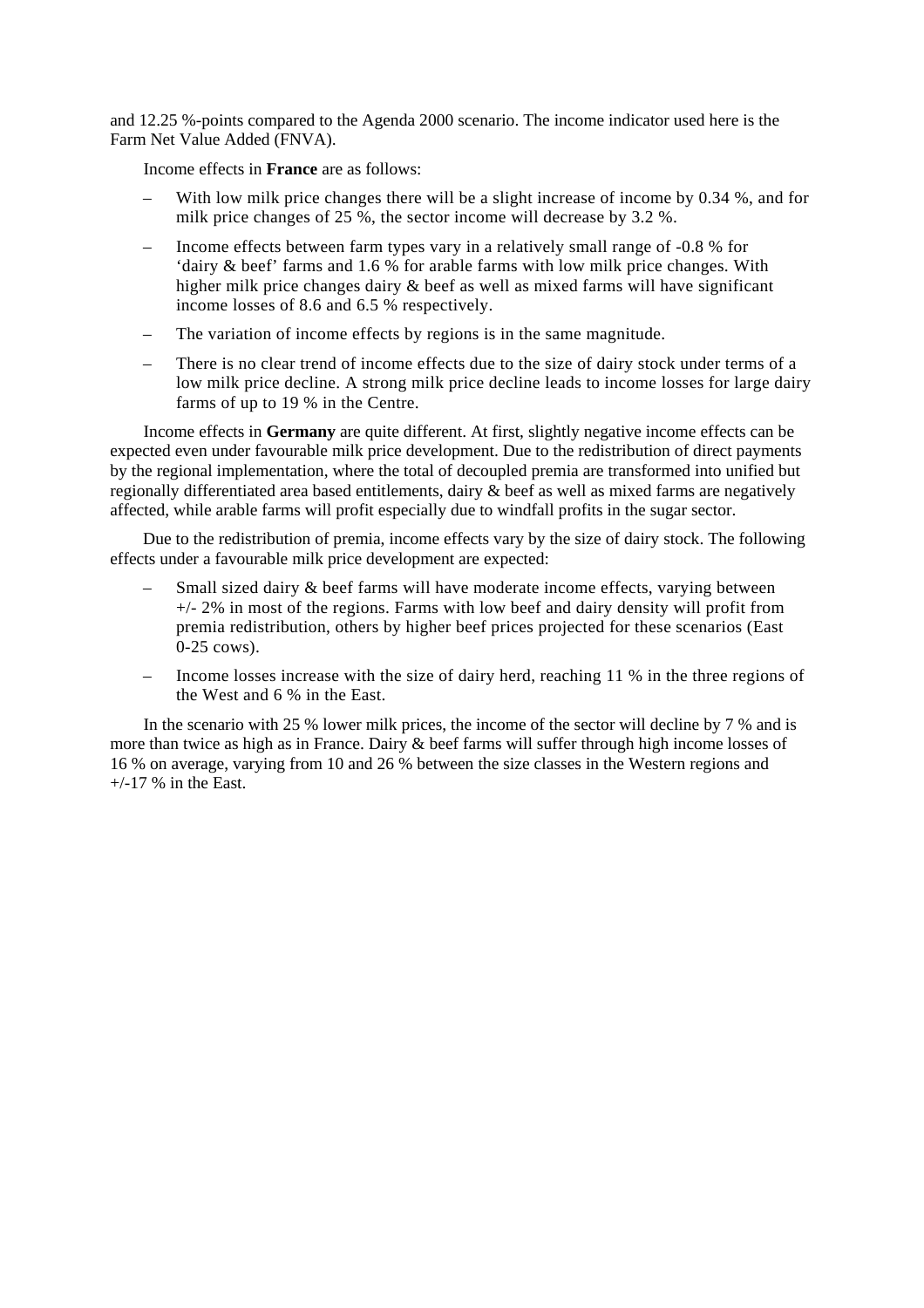and 12.25 %-points compared to the Agenda 2000 scenario. The income indicator used here is the Farm Net Value Added (FNVA).

Income effects in **France** are as follows:

- With low milk price changes there will be a slight increase of income by 0.34 %, and for milk price changes of 25 %, the sector income will decrease by 3.2 %.
- Income effects between farm types vary in a relatively small range of -0.8 % for 'dairy & beef' farms and 1.6 % for arable farms with low milk price changes. With higher milk price changes dairy & beef as well as mixed farms will have significant income losses of 8.6 and 6.5 % respectively.
- The variation of income effects by regions is in the same magnitude.
- There is no clear trend of income effects due to the size of dairy stock under terms of a low milk price decline. A strong milk price decline leads to income losses for large dairy farms of up to 19 % in the Centre.

Income effects in **Germany** are quite different. At first, slightly negative income effects can be expected even under favourable milk price development. Due to the redistribution of direct payments by the regional implementation, where the total of decoupled premia are transformed into unified but regionally differentiated area based entitlements, dairy & beef as well as mixed farms are negatively affected, while arable farms will profit especially due to windfall profits in the sugar sector.

Due to the redistribution of premia, income effects vary by the size of dairy stock. The following effects under a favourable milk price development are expected:

- Small sized dairy & beef farms will have moderate income effects, varying between +/- 2% in most of the regions. Farms with low beef and dairy density will profit from premia redistribution, others by higher beef prices projected for these scenarios (East 0-25 cows).
- Income losses increase with the size of dairy herd, reaching 11 % in the three regions of the West and 6 % in the East.

In the scenario with 25 % lower milk prices, the income of the sector will decline by 7 % and is more than twice as high as in France. Dairy & beef farms will suffer through high income losses of 16 % on average, varying from 10 and 26 % between the size classes in the Western regions and +/-17 % in the East.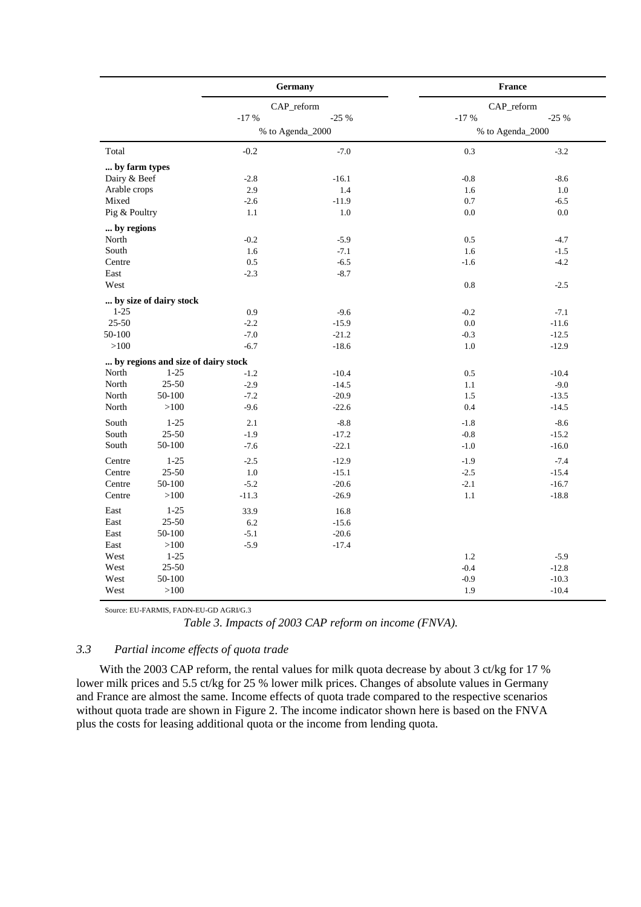| | | Germany | | France | |
|---|---|---|---|---|---|
| | | CAP_reform | | CAP_reform | |
| | | -17 % | -25 % | -17 % | -25 % |
| | | % to Agenda_2000 | | % to Agenda_2000 | |
| Total | | -0.2 | -7.0 | 0.3 | -3.2 |
| **... by farm types** | | | | | |
| Dairy & Beef | | -2.8 | -16.1 | -0.8 | -8.6 |
| Arable crops | | 2.9 | 1.4 | 1.6 | 1.0 |
| Mixed | | -2.6 | -11.9 | 0.7 | -6.5 |
| Pig & Poultry | | 1.1 | 1.0 | 0.0 | 0.0 |
| **... by regions** | | | | | |
| North | | -0.2 | -5.9 | 0.5 | -4.7 |
| South | | 1.6 | -7.1 | 1.6 | -1.5 |
| Centre | | 0.5 | -6.5 | -1.6 | -4.2 |
| East | | -2.3 | -8.7 | | |
| West | | | | 0.8 | -2.5 |
| **... by size of dairy stock** | | | | | |
| 1-25 | | 0.9 | -9.6 | -0.2 | -7.1 |
| 25-50 | | -2.2 | -15.9 | 0.0 | -11.6 |
| 50-100 | | -7.0 | -21.2 | -0.3 | -12.5 |
| >100 | | -6.7 | -18.6 | 1.0 | -12.9 |
| **... by regions and size of dairy stock** | | | | | |
| North | 1-25 | -1.2 | -10.4 | 0.5 | -10.4 |
| North | 25-50 | -2.9 | -14.5 | 1.1 | -9.0 |
| North | 50-100 | -7.2 | -20.9 | 1.5 | -13.5 |
| North | >100 | -9.6 | -22.6 | 0.4 | -14.5 |
| South | 1-25 | 2.1 | -8.8 | -1.8 | -8.6 |
| South | 25-50 | -1.9 | -17.2 | -0.8 | -15.2 |
| South | 50-100 | -7.6 | -22.1 | -1.0 | -16.0 |
| Centre | 1-25 | -2.5 | -12.9 | -1.9 | -7.4 |
| Centre | 25-50 | 1.0 | -15.1 | -2.5 | -15.4 |
| Centre | 50-100 | -5.2 | -20.6 | -2.1 | -16.7 |
| Centre | >100 | -11.3 | -26.9 | 1.1 | -18.8 |
| East | 1-25 | 33.9 | 16.8 | | |
| East | 25-50 | 6.2 | -15.6 | | |
| East | 50-100 | -5.1 | -20.6 | | |
| East | >100 | -5.9 | -17.4 | | |
| West | 1-25 | | | 1.2 | -5.9 |
| West | 25-50 | | | -0.4 | -12.8 |
| West | 50-100 | | | -0.9 | -10.3 |
| West | >100 | | | 1.9 | -10.4 |

Source: EU-FARMIS, FADN-EU-GD AGRI/G.3

*Table 3. Impacts of 2003 CAP reform on income (FNVA).*

### 3.3 *Partial income effects of quota trade*

With the 2003 CAP reform, the rental values for milk quota decrease by about 3 ct/kg for 17 % lower milk prices and 5.5 ct/kg for 25 % lower milk prices. Changes of absolute values in Germany and France are almost the same. Income effects of quota trade compared to the respective scenarios without quota trade are shown in Figure 2. The income indicator shown here is based on the FNVA plus the costs for leasing additional quota or the income from lending quota.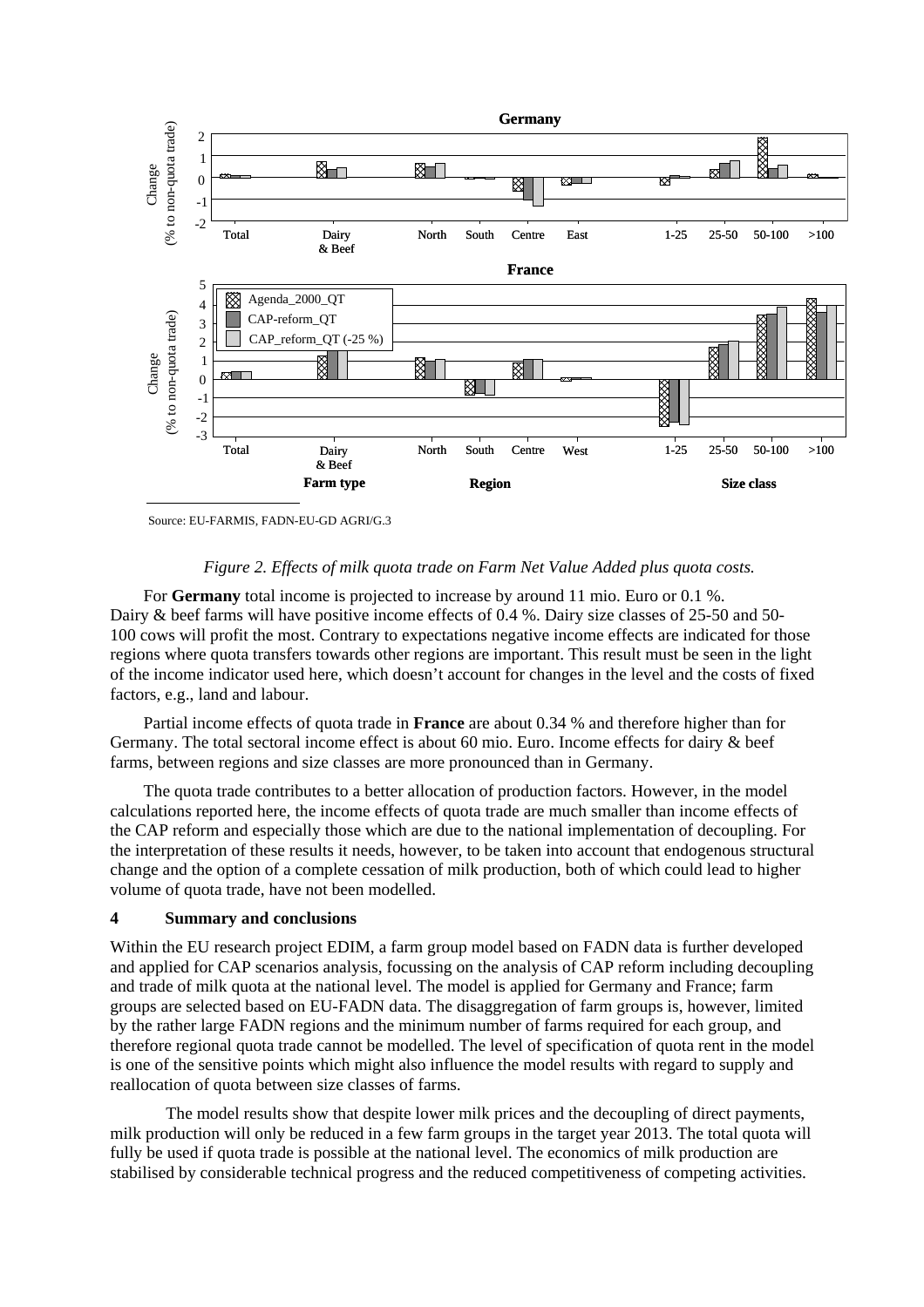Source: EU-FARMIS, FADN-EU-GD AGRI/G.3

*Figure 2. Effects of milk quota trade on Farm Net Value Added plus quota costs.*

For **Germany** total income is projected to increase by around 11 mio. Euro or 0.1 %. Dairy & beef farms will have positive income effects of 0.4 %. Dairy size classes of 25-50 and 50-100 cows will profit the most. Contrary to expectations negative income effects are indicated for those regions where quota transfers towards other regions are important. This result must be seen in the light of the income indicator used here, which doesn't account for changes in the level and the costs of fixed factors, e.g., land and labour.

Partial income effects of quota trade in **France** are about 0.34 % and therefore higher than for Germany. The total sectoral income effect is about 60 mio. Euro. Income effects for dairy & beef farms, between regions and size classes are more pronounced than in Germany.

The quota trade contributes to a better allocation of production factors. However, in the model calculations reported here, the income effects of quota trade are much smaller than income effects of the CAP reform and especially those which are due to the national implementation of decoupling. For the interpretation of these results it needs, however, to be taken into account that endogenous structural change and the option of a complete cessation of milk production, both of which could lead to higher volume of quota trade, have not been modelled.

## 4 Summary and conclusions

Within the EU research project EDIM, a farm group model based on FADN data is further developed and applied for CAP scenarios analysis, focussing on the analysis of CAP reform including decoupling and trade of milk quota at the national level. The model is applied for Germany and France; farm groups are selected based on EU-FADN data. The disaggregation of farm groups is, however, limited by the rather large FADN regions and the minimum number of farms required for each group, and therefore regional quota trade cannot be modelled. The level of specification of quota rent in the model is one of the sensitive points which might also influence the model results with regard to supply and reallocation of quota between size classes of farms.

The model results show that despite lower milk prices and the decoupling of direct payments, milk production will only be reduced in a few farm groups in the target year 2013. The total quota will fully be used if quota trade is possible at the national level. The economics of milk production are stabilised by considerable technical progress and the reduced competitiveness of competing activities.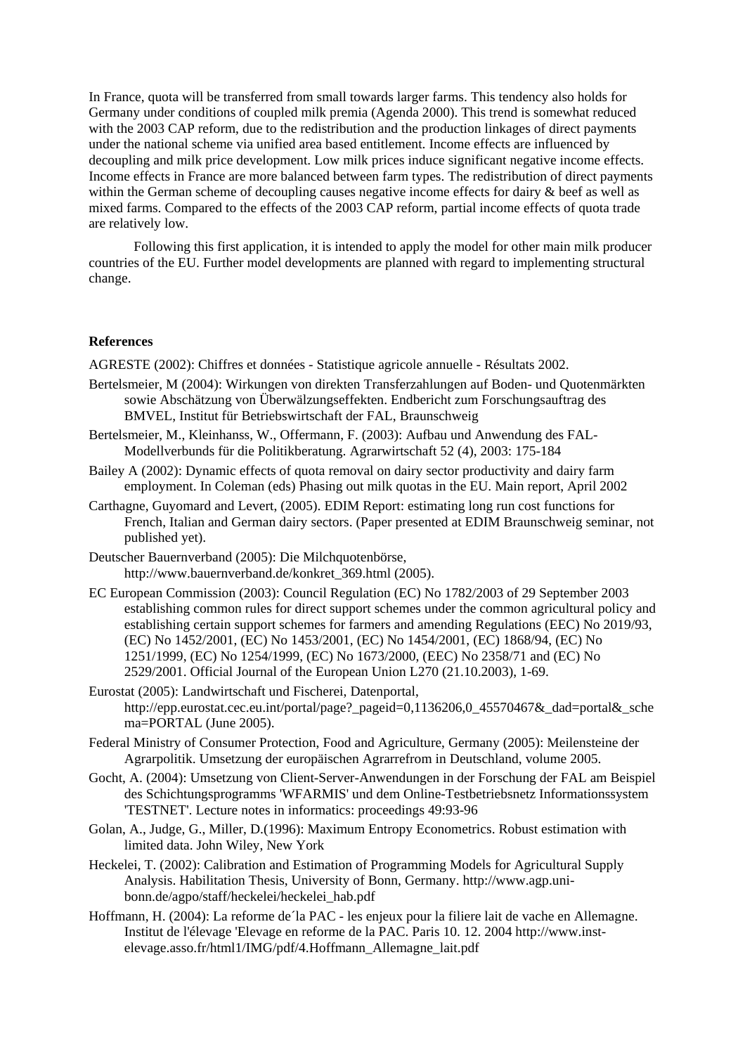In France, quota will be transferred from small towards larger farms. This tendency also holds for Germany under conditions of coupled milk premia (Agenda 2000). This trend is somewhat reduced with the 2003 CAP reform, due to the redistribution and the production linkages of direct payments under the national scheme via unified area based entitlement. Income effects are influenced by decoupling and milk price development. Low milk prices induce significant negative income effects. Income effects in France are more balanced between farm types. The redistribution of direct payments within the German scheme of decoupling causes negative income effects for dairy & beef as well as mixed farms. Compared to the effects of the 2003 CAP reform, partial income effects of quota trade are relatively low.

Following this first application, it is intended to apply the model for other main milk producer countries of the EU. Further model developments are planned with regard to implementing structural change.

**References**

AGRESTE (2002): Chiffres et données - Statistique agricole annuelle - Résultats 2002.

Bertelsmeier, M (2004): Wirkungen von direkten Transferzahlungen auf Boden- und Quotenmärkten sowie Abschätzung von Überwälzungseffekten. Endbericht zum Forschungsauftrag des BMVEL, Institut für Betriebswirtschaft der FAL, Braunschweig

Bertelsmeier, M., Kleinhanss, W., Offermann, F. (2003): Aufbau und Anwendung des FAL-Modellverbunds für die Politikberatung. Agrarwirtschaft 52 (4), 2003: 175-184

Bailey A (2002): Dynamic effects of quota removal on dairy sector productivity and dairy farm employment. In Coleman (eds) Phasing out milk quotas in the EU. Main report, April 2002

Carthagne, Guyomard and Levert, (2005). EDIM Report: estimating long run cost functions for French, Italian and German dairy sectors. (Paper presented at EDIM Braunschweig seminar, not published yet).

Deutscher Bauernverband (2005): Die Milchquotenbörse, http://www.bauernverband.de/konkret_369.html (2005).

EC European Commission (2003): Council Regulation (EC) No 1782/2003 of 29 September 2003 establishing common rules for direct support schemes under the common agricultural policy and establishing certain support schemes for farmers and amending Regulations (EEC) No 2019/93, (EC) No 1452/2001, (EC) No 1453/2001, (EC) No 1454/2001, (EC) 1868/94, (EC) No 1251/1999, (EC) No 1254/1999, (EC) No 1673/2000, (EEC) No 2358/71 and (EC) No 2529/2001. Official Journal of the European Union L270 (21.10.2003), 1-69.

Eurostat (2005): Landwirtschaft und Fischerei, Datenportal, http://epp.eurostat.cec.eu.int/portal/page?_pageid=0,1136206,0_45570467&_dad=portal&_schema=PORTAL (June 2005).

Federal Ministry of Consumer Protection, Food and Agriculture, Germany (2005): Meilensteine der Agrarpolitik. Umsetzung der europäischen Agrarrefrom in Deutschland, volume 2005.

Gocht, A. (2004): Umsetzung von Client-Server-Anwendungen in der Forschung der FAL am Beispiel des Schichtungsprogramms 'WFARMIS' und dem Online-Testbetriebsnetz Informationssystem 'TESTNET'. Lecture notes in informatics: proceedings 49:93-96

Golan, A., Judge, G., Miller, D.(1996): Maximum Entropy Econometrics. Robust estimation with limited data. John Wiley, New York

Heckelei, T. (2002): Calibration and Estimation of Programming Models for Agricultural Supply Analysis. Habilitation Thesis, University of Bonn, Germany. http://www.agp.uni-bonn.de/agpo/staff/heckelei/heckelei_hab.pdf

Hoffmann, H. (2004): La reforme de´la PAC - les enjeux pour la filiere lait de vache en Allemagne. Institut de l'élevage 'Elevage en reforme de la PAC. Paris 10. 12. 2004 http://www.inst-elevage.asso.fr/html1/IMG/pdf/4.Hoffmann_Allemagne_lait.pdf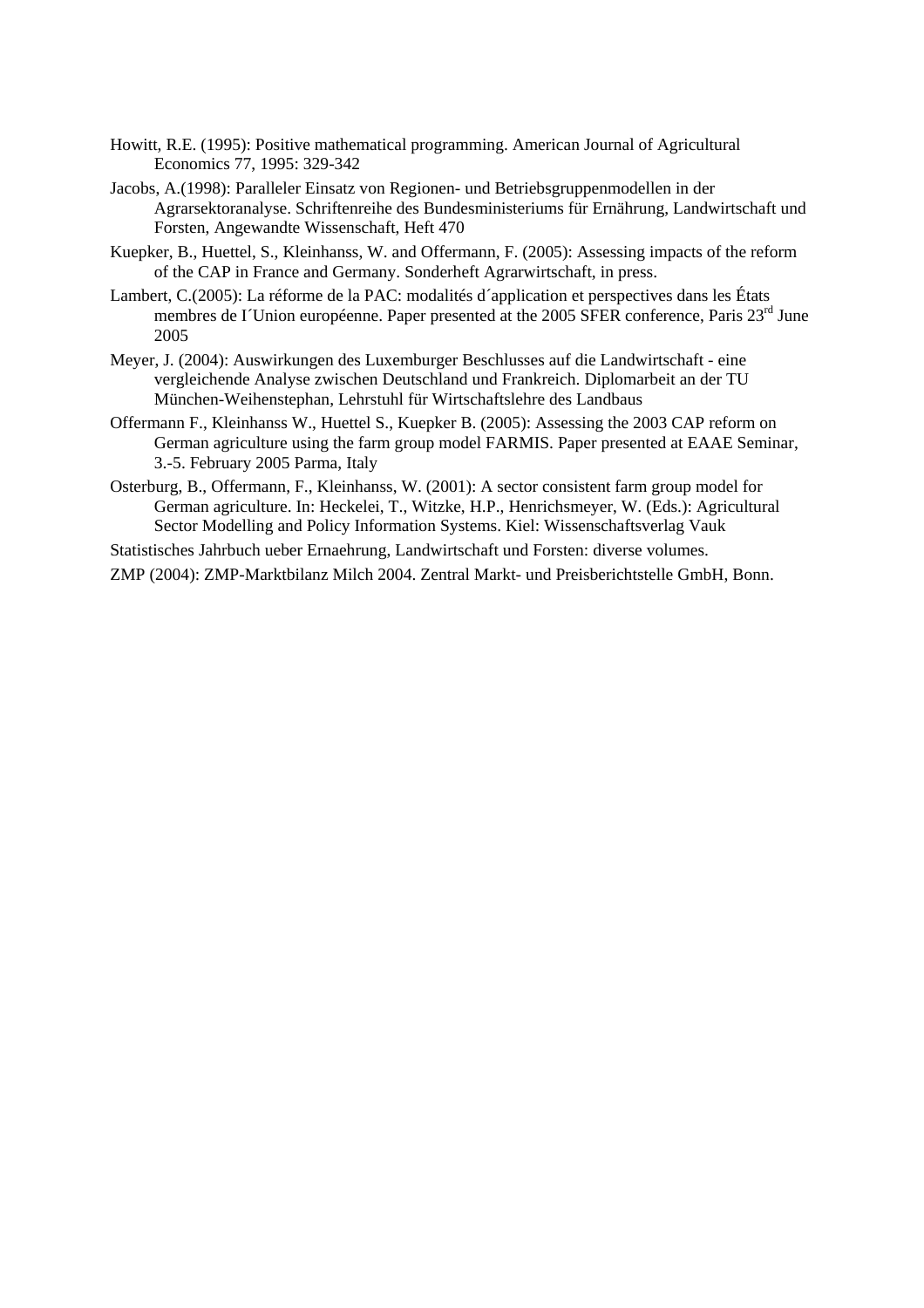Howitt, R.E. (1995): Positive mathematical programming. American Journal of Agricultural Economics 77, 1995: 329-342

Jacobs, A.(1998): Paralleler Einsatz von Regionen- und Betriebsgruppenmodellen in der Agrarsektoranalyse. Schriftenreihe des Bundesministeriums für Ernährung, Landwirtschaft und Forsten, Angewandte Wissenschaft, Heft 470

Kuepker, B., Huettel, S., Kleinhanss, W. and Offermann, F. (2005): Assessing impacts of the reform of the CAP in France and Germany. Sonderheft Agrarwirtschaft, in press.

Lambert, C.(2005): La réforme de la PAC: modalités d´application et perspectives dans les États membres de I´Union européenne. Paper presented at the 2005 SFER conference, Paris 23rd June 2005

Meyer, J. (2004): Auswirkungen des Luxemburger Beschlusses auf die Landwirtschaft - eine vergleichende Analyse zwischen Deutschland und Frankreich. Diplomarbeit an der TU München-Weihenstephan, Lehrstuhl für Wirtschaftslehre des Landbaus

Offermann F., Kleinhanss W., Huettel S., Kuepker B. (2005): Assessing the 2003 CAP reform on German agriculture using the farm group model FARMIS. Paper presented at EAAE Seminar, 3.-5. February 2005 Parma, Italy

Osterburg, B., Offermann, F., Kleinhanss, W. (2001): A sector consistent farm group model for German agriculture. In: Heckelei, T., Witzke, H.P., Henrichsmeyer, W. (Eds.): Agricultural Sector Modelling and Policy Information Systems. Kiel: Wissenschaftsverlag Vauk

Statistisches Jahrbuch ueber Ernaehrung, Landwirtschaft und Forsten: diverse volumes.

ZMP (2004): ZMP-Marktbilanz Milch 2004. Zentral Markt- und Preisberichtstelle GmbH, Bonn.